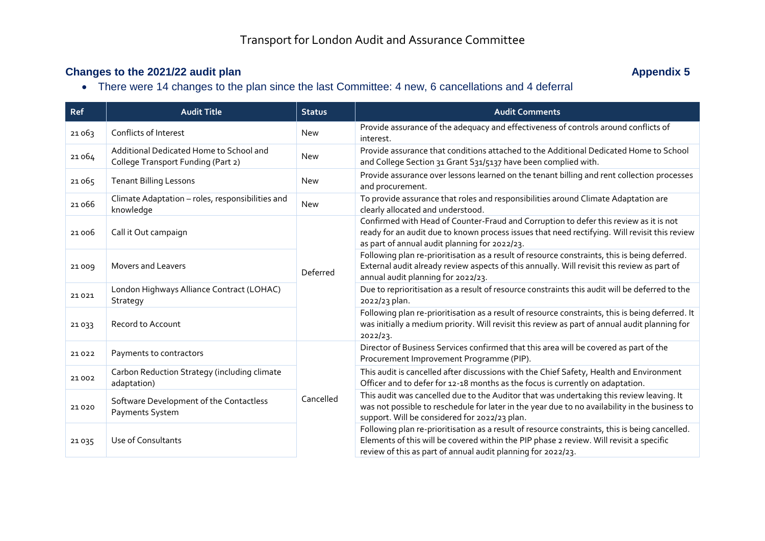# Transport for London Audit and Assurance Committee

## Changes to the 2021/22 audit plan

**Appendix 5**

- There were 14 changes to the plan since the last Committee: 4 new, 6 cancellations and 4 deferral

| Ref | Audit Title | Status | Audit Comments |
|---|---|---|---|
| 21 063 | Conflicts of Interest | New | Provide assurance of the adequacy and effectiveness of controls around conflicts of interest. |
| 21 064 | Additional Dedicated Home to School and College Transport Funding (Part 2) | New | Provide assurance that conditions attached to the Additional Dedicated Home to School and College Section 31 Grant S31/5137 have been complied with. |
| 21 065 | Tenant Billing Lessons | New | Provide assurance over lessons learned on the tenant billing and rent collection processes and procurement. |
| 21 066 | Climate Adaptation – roles, responsibilities and knowledge | New | To provide assurance that roles and responsibilities around Climate Adaptation are clearly allocated and understood. |
| 21 006 | Call it Out campaign | Deferred | Confirmed with Head of Counter-Fraud and Corruption to defer this review as it is not ready for an audit due to known process issues that need rectifying. Will revisit this review as part of annual audit planning for 2022/23. |
| 21 009 | Movers and Leavers | Deferred | Following plan re-prioritisation as a result of resource constraints, this is being deferred. External audit already review aspects of this annually. Will revisit this review as part of annual audit planning for 2022/23. |
| 21 021 | London Highways Alliance Contract (LOHAC) Strategy | Deferred | Due to reprioritisation as a result of resource constraints this audit will be deferred to the 2022/23 plan. |
| 21 033 | Record to Account | Deferred | Following plan re-prioritisation as a result of resource constraints, this is being deferred. It was initially a medium priority. Will revisit this review as part of annual audit planning for 2022/23. |
| 21 022 | Payments to contractors | Cancelled | Director of Business Services confirmed that this area will be covered as part of the Procurement Improvement Programme (PIP). |
| 21 002 | Carbon Reduction Strategy (including climate adaptation) | Cancelled | This audit is cancelled after discussions with the Chief Safety, Health and Environment Officer and to defer for 12-18 months as the focus is currently on adaptation. |
| 21 020 | Software Development of the Contactless Payments System | Cancelled | This audit was cancelled due to the Auditor that was undertaking this review leaving. It was not possible to reschedule for later in the year due to no availability in the business to support. Will be considered for 2022/23 plan. |
| 21 035 | Use of Consultants | Cancelled | Following plan re-prioritisation as a result of resource constraints, this is being cancelled. Elements of this will be covered within the PIP phase 2 review. Will revisit a specific review of this as part of annual audit planning for 2022/23. |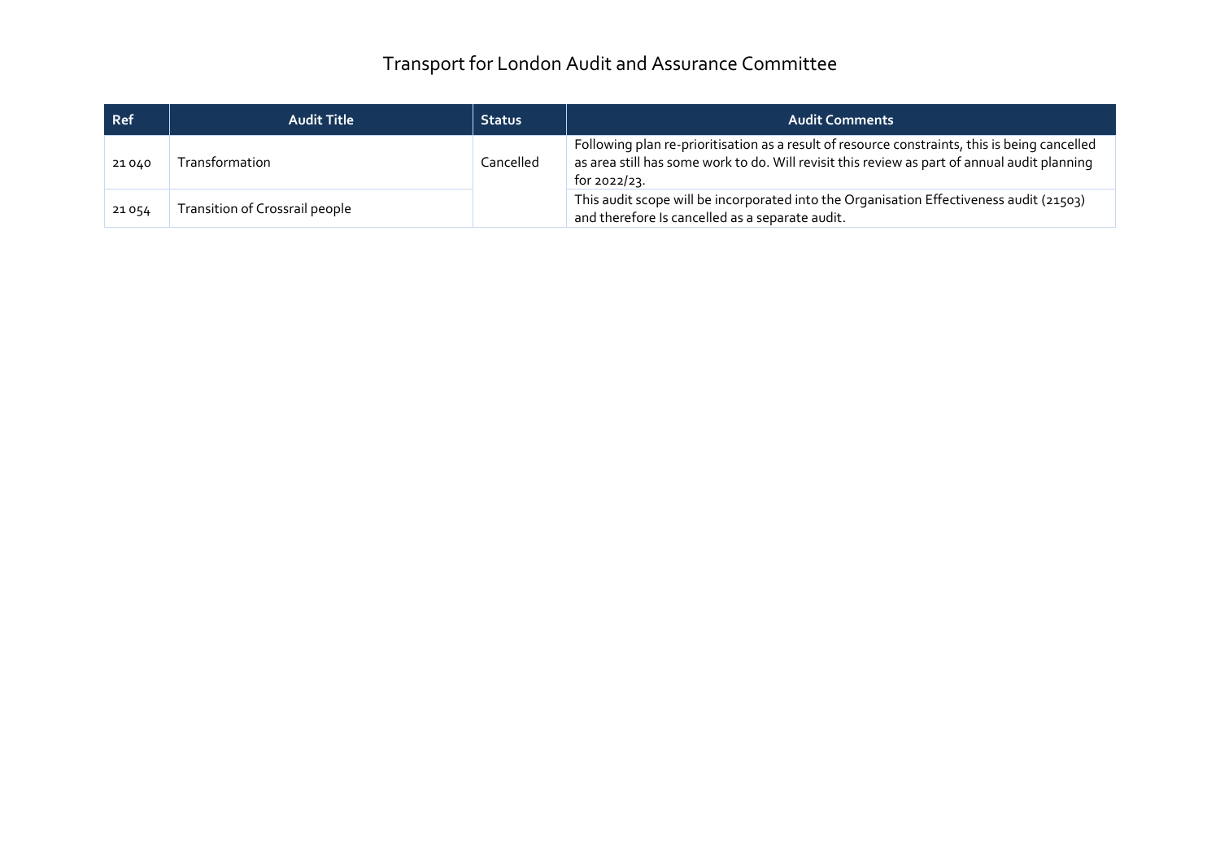# Transport for London Audit and Assurance Committee

| Ref | Audit Title | Status | Audit Comments |
|---|---|---|---|
| 21 040 | Transformation | Cancelled | Following plan re-prioritisation as a result of resource constraints, this is being cancelled as area still has some work to do. Will revisit this review as part of annual audit planning for 2022/23. |
| 21 054 | Transition of Crossrail people | | This audit scope will be incorporated into the Organisation Effectiveness audit (21503) and therefore Is cancelled as a separate audit. |